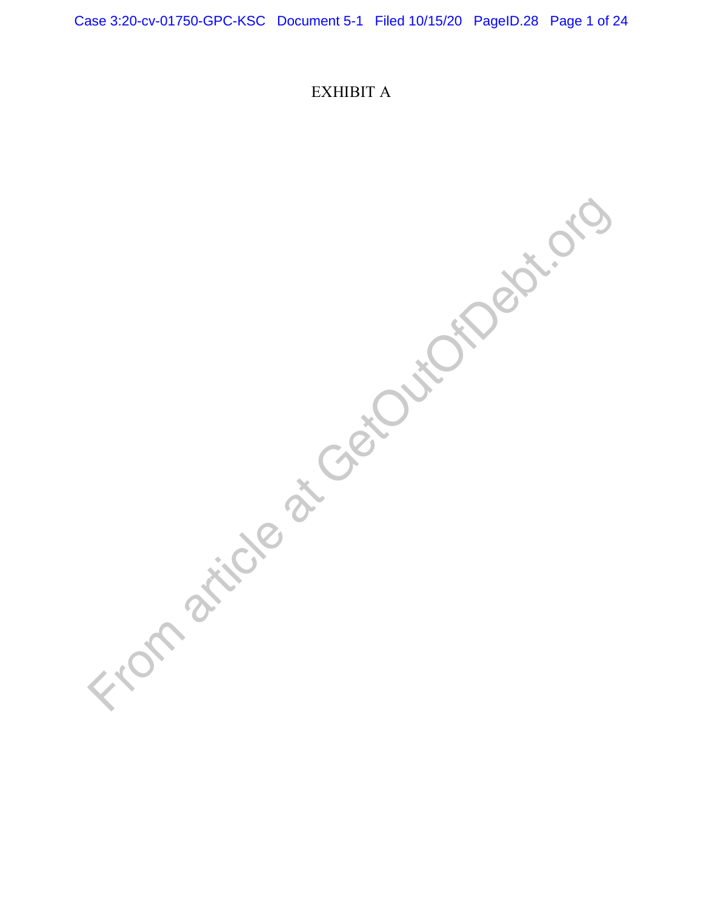EXHIBIT A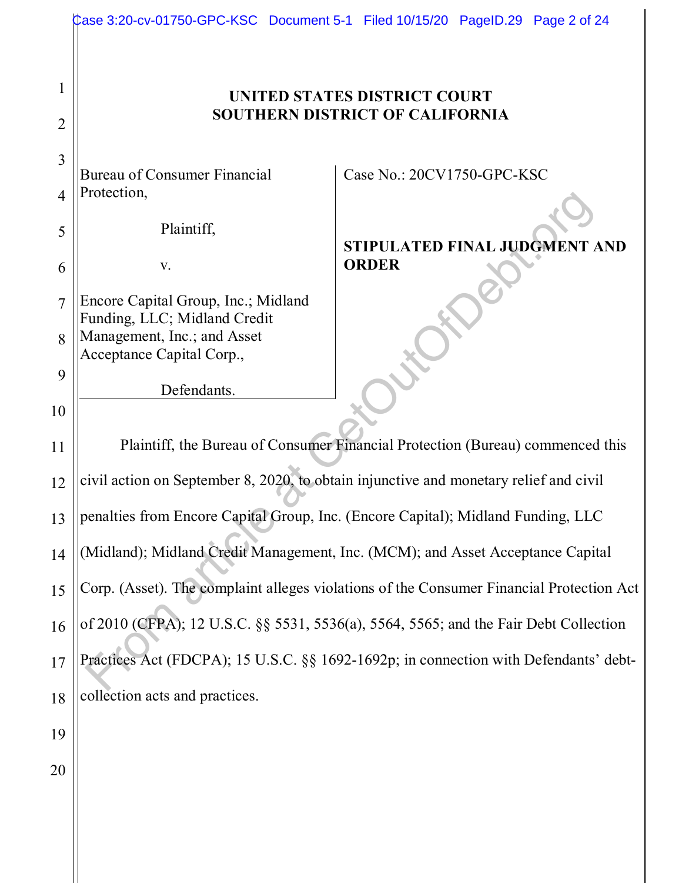**UNITED STATES DISTRICT COURT**
**SOUTHERN DISTRICT OF CALIFORNIA**

| | |
|---|---|
| Bureau of Consumer Financial Protection,<br><br>Plaintiff,<br><br>v.<br><br>Encore Capital Group, Inc.; Midland Funding, LLC; Midland Credit Management, Inc.; and Asset Acceptance Capital Corp.,<br><br>Defendants. | Case No.: 20CV1750-GPC-KSC<br><br>**STIPULATED FINAL JUDGMENT AND ORDER** |

Plaintiff, the Bureau of Consumer Financial Protection (Bureau) commenced this civil action on September 8, 2020, to obtain injunctive and monetary relief and civil penalties from Encore Capital Group, Inc. (Encore Capital); Midland Funding, LLC (Midland); Midland Credit Management, Inc. (MCM); and Asset Acceptance Capital Corp. (Asset). The complaint alleges violations of the Consumer Financial Protection Act of 2010 (CFPA); 12 U.S.C. §§ 5531, 5536(a), 5564, 5565; and the Fair Debt Collection Practices Act (FDCPA); 15 U.S.C. §§ 1692-1692p; in connection with Defendants' debt-collection acts and practices.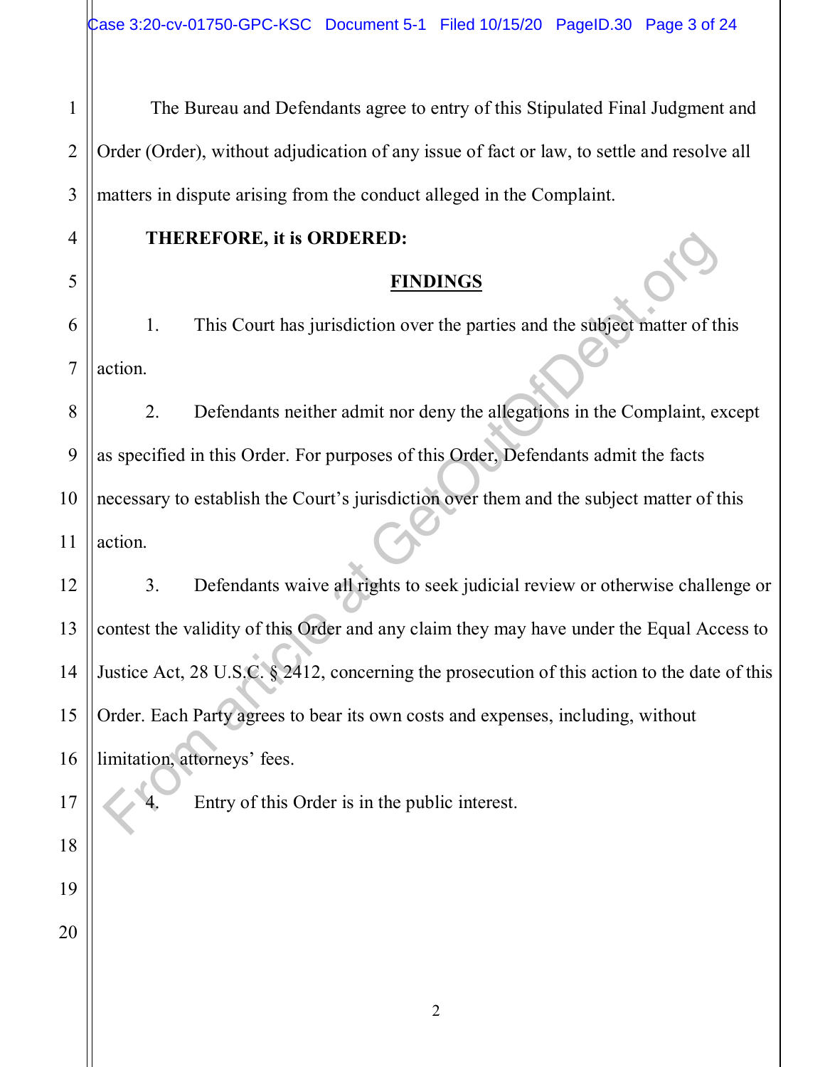The Bureau and Defendants agree to entry of this Stipulated Final Judgment and Order (Order), without adjudication of any issue of fact or law, to settle and resolve all matters in dispute arising from the conduct alleged in the Complaint.

**THEREFORE, it is ORDERED:**

## FINDINGS

1. This Court has jurisdiction over the parties and the subject matter of this action.

2. Defendants neither admit nor deny the allegations in the Complaint, except as specified in this Order. For purposes of this Order, Defendants admit the facts necessary to establish the Court's jurisdiction over them and the subject matter of this action.

3. Defendants waive all rights to seek judicial review or otherwise challenge or contest the validity of this Order and any claim they may have under the Equal Access to Justice Act, 28 U.S.C. § 2412, concerning the prosecution of this action to the date of this Order. Each Party agrees to bear its own costs and expenses, including, without limitation, attorneys' fees.

4. Entry of this Order is in the public interest.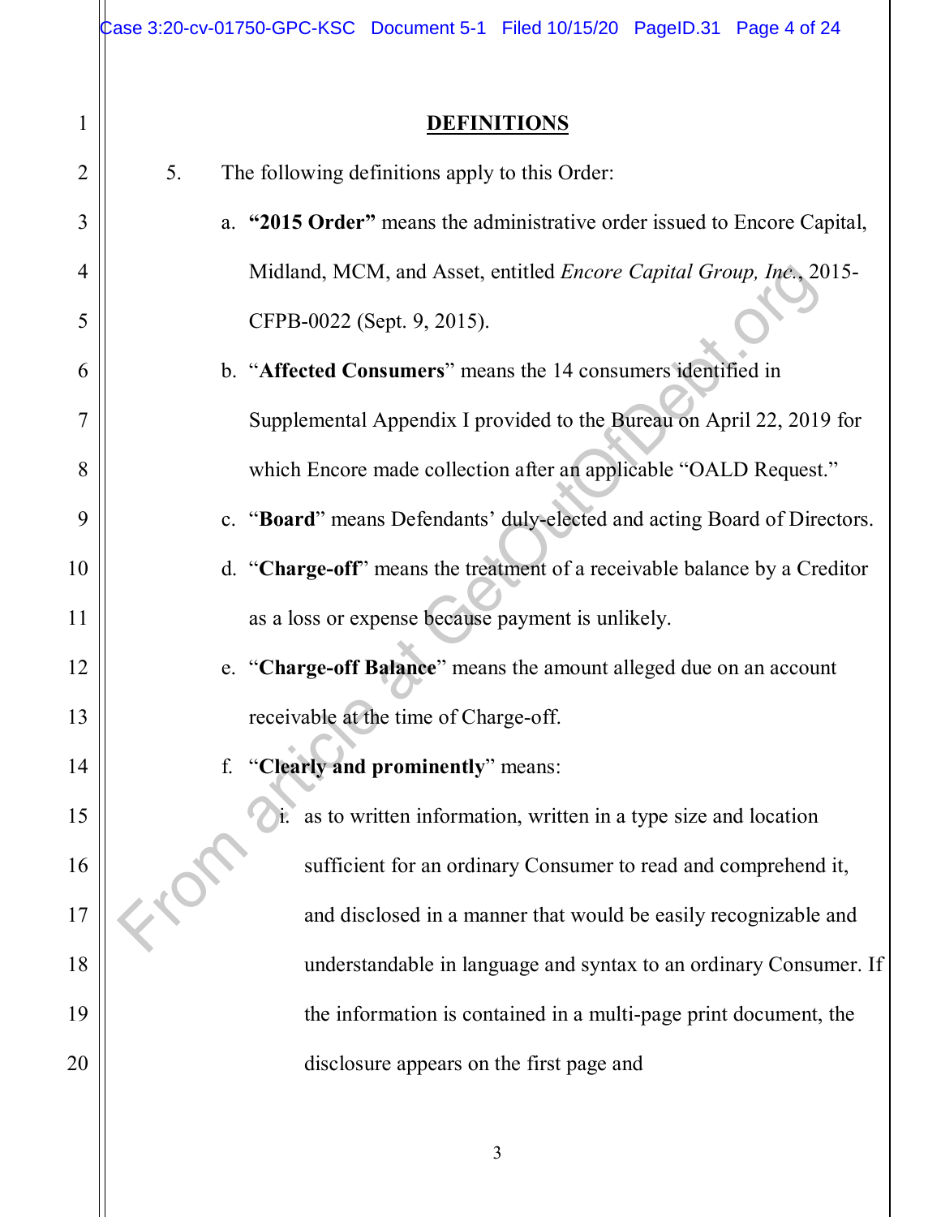## DEFINITIONS

5. The following definitions apply to this Order:

   a. **"2015 Order"** means the administrative order issued to Encore Capital, Midland, MCM, and Asset, entitled *Encore Capital Group, Inc.*, 2015-CFPB-0022 (Sept. 9, 2015).

   b. "**Affected Consumers**" means the 14 consumers identified in Supplemental Appendix I provided to the Bureau on April 22, 2019 for which Encore made collection after an applicable "OALD Request."

   c. "**Board**" means Defendants' duly-elected and acting Board of Directors.

   d. "**Charge-off**" means the treatment of a receivable balance by a Creditor as a loss or expense because payment is unlikely.

   e. "**Charge-off Balance**" means the amount alleged due on an account receivable at the time of Charge-off.

   f. "**Clearly and prominently**" means:

      i. as to written information, written in a type size and location sufficient for an ordinary Consumer to read and comprehend it, and disclosed in a manner that would be easily recognizable and understandable in language and syntax to an ordinary Consumer. If the information is contained in a multi-page print document, the disclosure appears on the first page and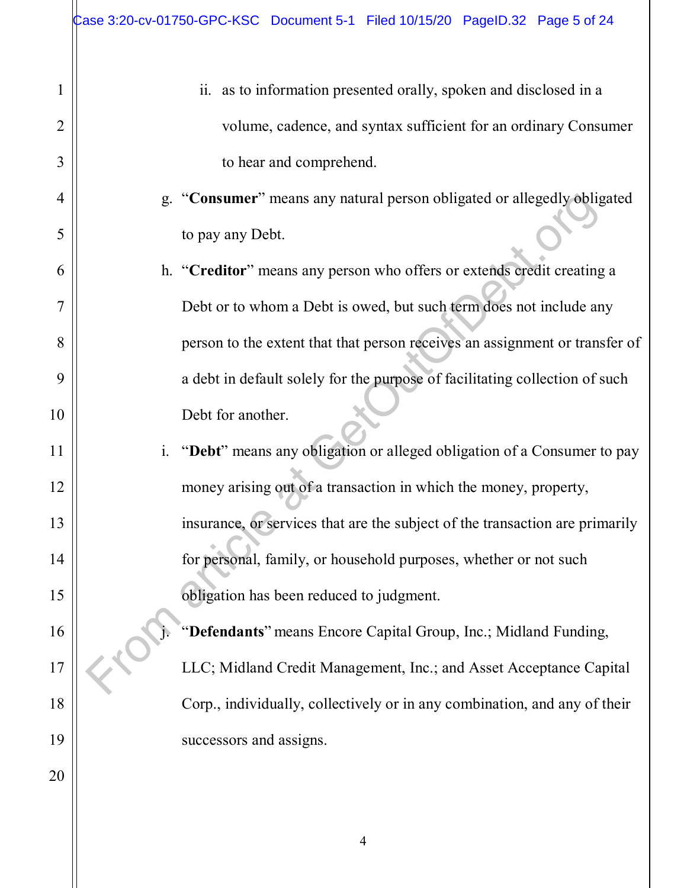ii. as to information presented orally, spoken and disclosed in a volume, cadence, and syntax sufficient for an ordinary Consumer to hear and comprehend.

g. "**Consumer**" means any natural person obligated or allegedly obligated to pay any Debt.

h. "**Creditor**" means any person who offers or extends credit creating a Debt or to whom a Debt is owed, but such term does not include any person to the extent that that person receives an assignment or transfer of a debt in default solely for the purpose of facilitating collection of such Debt for another.

i. "**Debt**" means any obligation or alleged obligation of a Consumer to pay money arising out of a transaction in which the money, property, insurance, or services that are the subject of the transaction are primarily for personal, family, or household purposes, whether or not such obligation has been reduced to judgment.

j. "**Defendants**" means Encore Capital Group, Inc.; Midland Funding, LLC; Midland Credit Management, Inc.; and Asset Acceptance Capital Corp., individually, collectively or in any combination, and any of their successors and assigns.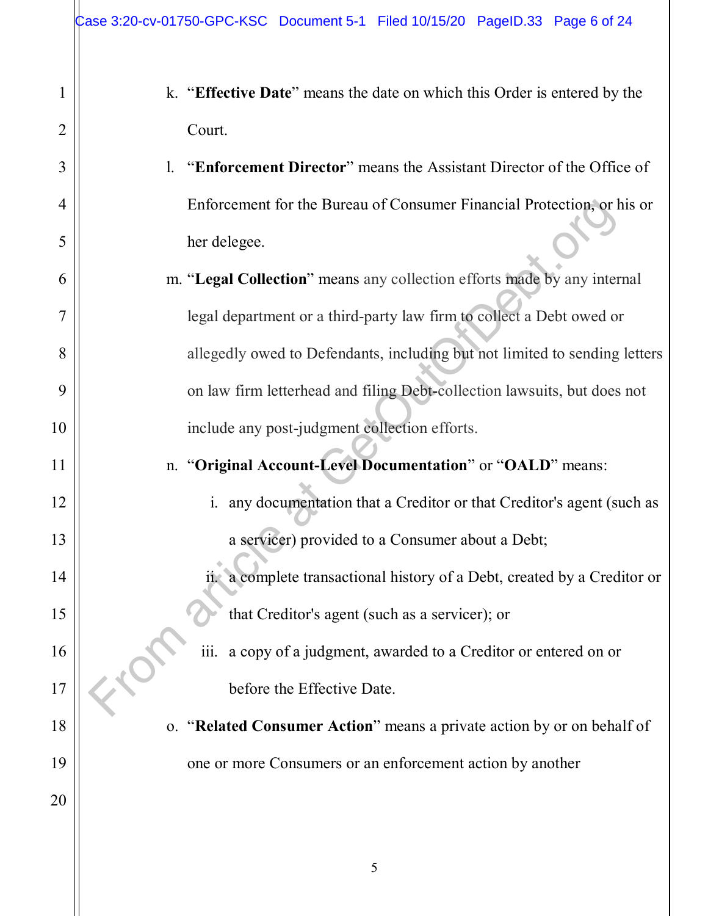k. "**Effective Date**" means the date on which this Order is entered by the Court.

l. "**Enforcement Director**" means the Assistant Director of the Office of Enforcement for the Bureau of Consumer Financial Protection, or his or her delegee.

m. "**Legal Collection**" means any collection efforts made by any internal legal department or a third-party law firm to collect a Debt owed or allegedly owed to Defendants, including but not limited to sending letters on law firm letterhead and filing Debt-collection lawsuits, but does not include any post-judgment collection efforts.

n. "**Original Account-Level Documentation**" or "**OALD**" means:

   i. any documentation that a Creditor or that Creditor's agent (such as a servicer) provided to a Consumer about a Debt;

   ii. a complete transactional history of a Debt, created by a Creditor or that Creditor's agent (such as a servicer); or

   iii. a copy of a judgment, awarded to a Creditor or entered on or before the Effective Date.

o. "**Related Consumer Action**" means a private action by or on behalf of one or more Consumers or an enforcement action by another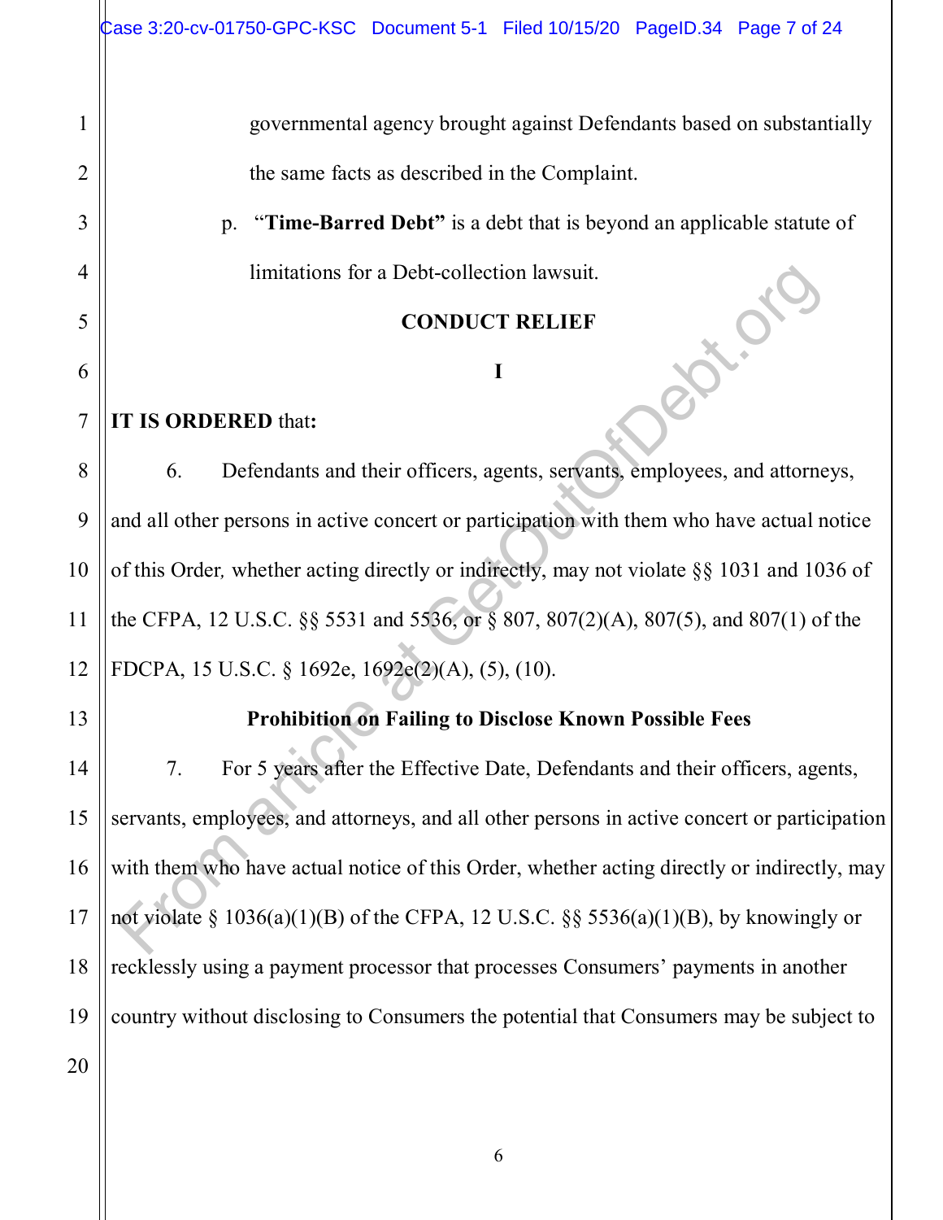governmental agency brought against Defendants based on substantially the same facts as described in the Complaint.

p. **"Time-Barred Debt"** is a debt that is beyond an applicable statute of limitations for a Debt-collection lawsuit.

## CONDUCT RELIEF

### I

**IT IS ORDERED** that**:**

6. Defendants and their officers, agents, servants, employees, and attorneys, and all other persons in active concert or participation with them who have actual notice of this Order*,* whether acting directly or indirectly, may not violate §§ 1031 and 1036 of the CFPA, 12 U.S.C. §§ 5531 and 5536, or § 807, 807(2)(A), 807(5), and 807(1) of the FDCPA, 15 U.S.C. § 1692e, 1692e(2)(A), (5), (10).

### Prohibition on Failing to Disclose Known Possible Fees

7. For 5 years after the Effective Date, Defendants and their officers, agents, servants, employees, and attorneys, and all other persons in active concert or participation with them who have actual notice of this Order, whether acting directly or indirectly, may not violate § 1036(a)(1)(B) of the CFPA, 12 U.S.C. §§ 5536(a)(1)(B), by knowingly or recklessly using a payment processor that processes Consumers' payments in another country without disclosing to Consumers the potential that Consumers may be subject to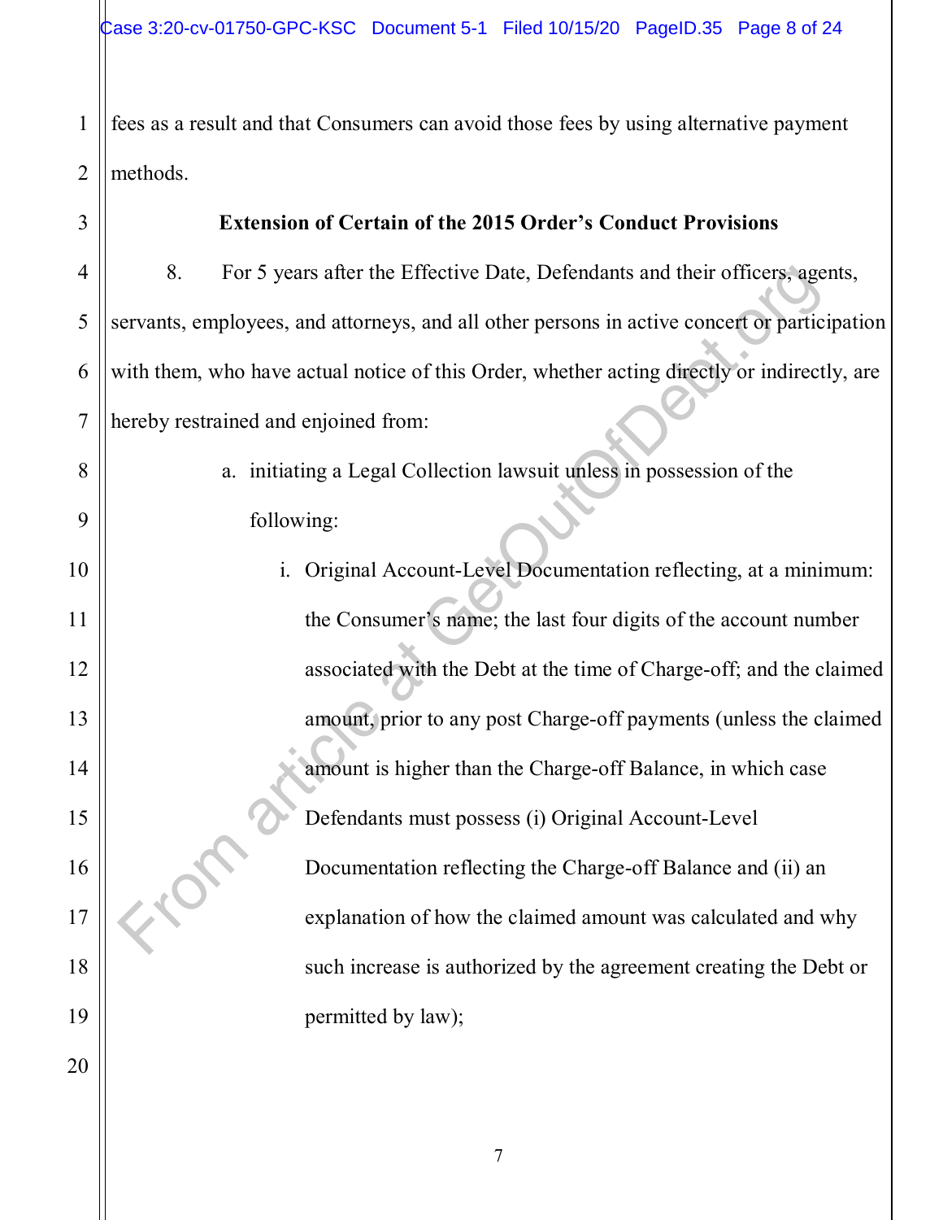fees as a result and that Consumers can avoid those fees by using alternative payment methods.

**Extension of Certain of the 2015 Order's Conduct Provisions**

8. For 5 years after the Effective Date, Defendants and their officers, agents, servants, employees, and attorneys, and all other persons in active concert or participation with them, who have actual notice of this Order, whether acting directly or indirectly, are hereby restrained and enjoined from:

a. initiating a Legal Collection lawsuit unless in possession of the following:

i. Original Account-Level Documentation reflecting, at a minimum: the Consumer's name; the last four digits of the account number associated with the Debt at the time of Charge-off; and the claimed amount, prior to any post Charge-off payments (unless the claimed amount is higher than the Charge-off Balance, in which case Defendants must possess (i) Original Account-Level Documentation reflecting the Charge-off Balance and (ii) an explanation of how the claimed amount was calculated and why such increase is authorized by the agreement creating the Debt or permitted by law);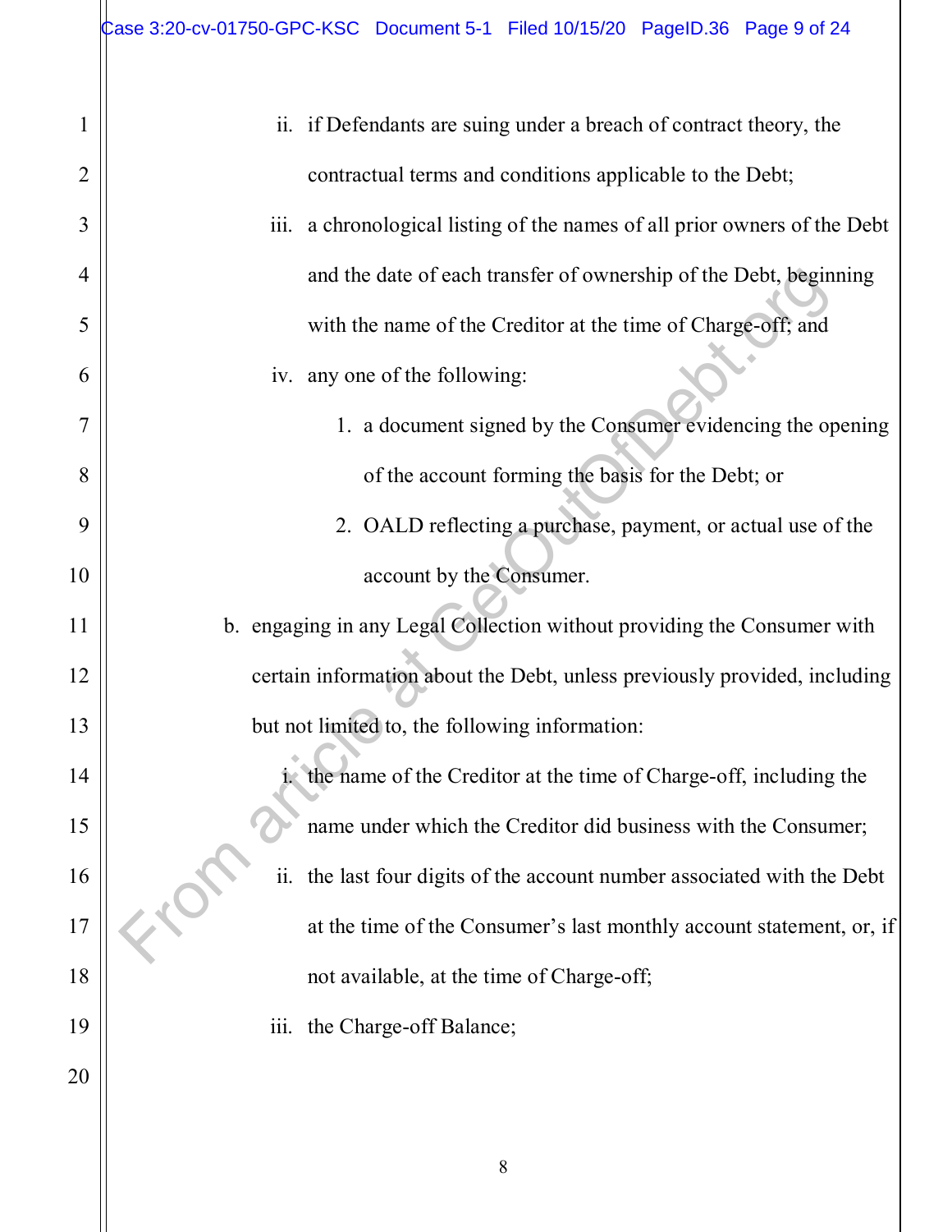ii. if Defendants are suing under a breach of contract theory, the contractual terms and conditions applicable to the Debt;

iii. a chronological listing of the names of all prior owners of the Debt and the date of each transfer of ownership of the Debt, beginning with the name of the Creditor at the time of Charge-off; and

iv. any one of the following:

1. a document signed by the Consumer evidencing the opening of the account forming the basis for the Debt; or

2. OALD reflecting a purchase, payment, or actual use of the account by the Consumer.

b. engaging in any Legal Collection without providing the Consumer with certain information about the Debt, unless previously provided, including but not limited to, the following information:

i. the name of the Creditor at the time of Charge-off, including the name under which the Creditor did business with the Consumer;

ii. the last four digits of the account number associated with the Debt at the time of the Consumer's last monthly account statement, or, if not available, at the time of Charge-off;

iii. the Charge-off Balance;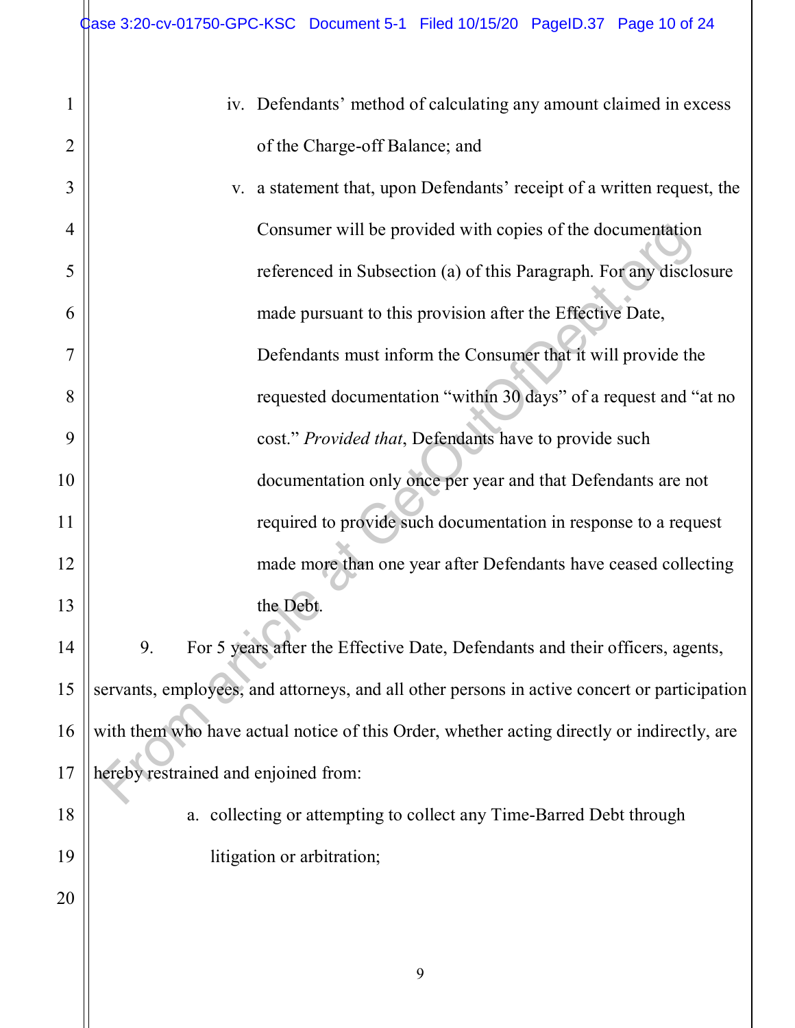iv. Defendants' method of calculating any amount claimed in excess of the Charge-off Balance; and

v. a statement that, upon Defendants' receipt of a written request, the Consumer will be provided with copies of the documentation referenced in Subsection (a) of this Paragraph. For any disclosure made pursuant to this provision after the Effective Date, Defendants must inform the Consumer that it will provide the requested documentation "within 30 days" of a request and "at no cost." *Provided that*, Defendants have to provide such documentation only once per year and that Defendants are not required to provide such documentation in response to a request made more than one year after Defendants have ceased collecting the Debt.

9. For 5 years after the Effective Date, Defendants and their officers, agents, servants, employees, and attorneys, and all other persons in active concert or participation with them who have actual notice of this Order, whether acting directly or indirectly, are hereby restrained and enjoined from:

a. collecting or attempting to collect any Time-Barred Debt through litigation or arbitration;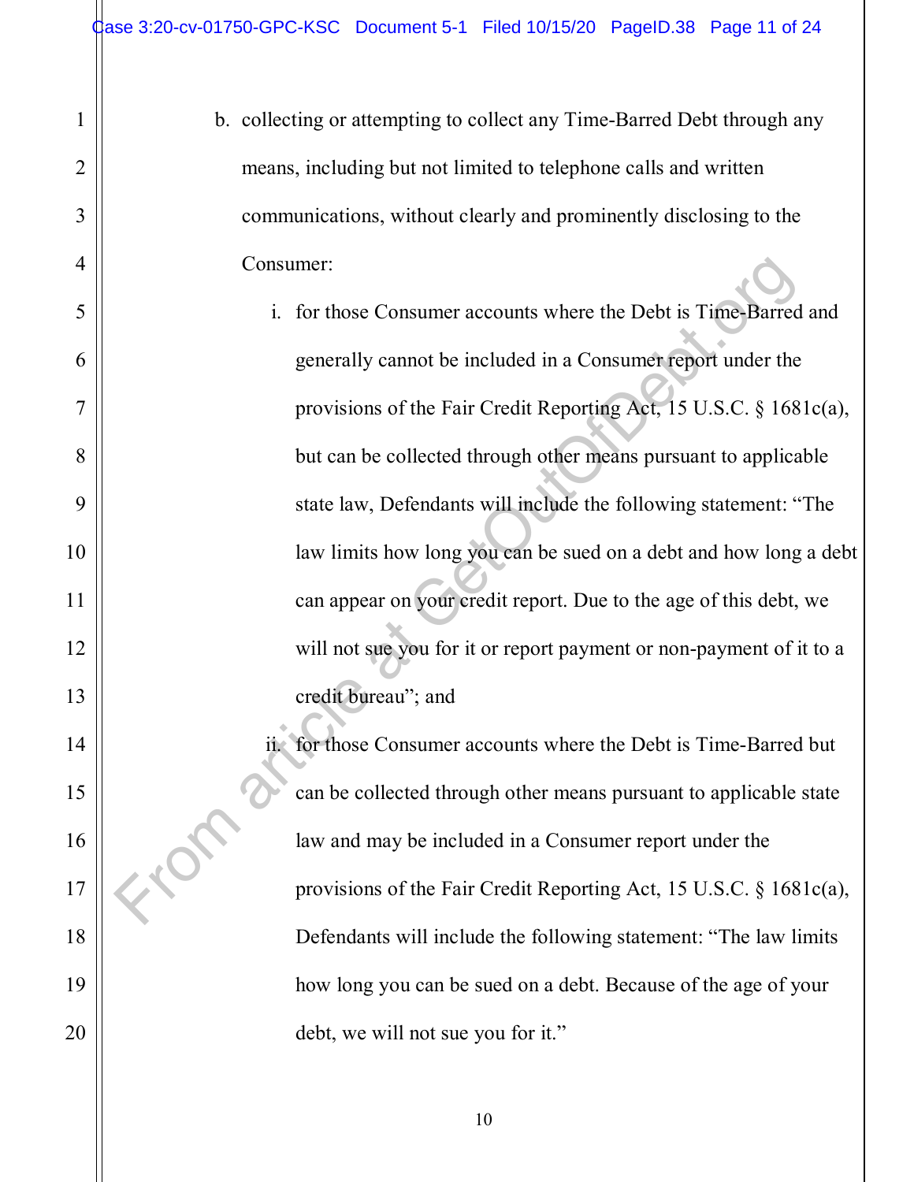b. collecting or attempting to collect any Time-Barred Debt through any means, including but not limited to telephone calls and written communications, without clearly and prominently disclosing to the Consumer:

   i. for those Consumer accounts where the Debt is Time-Barred and generally cannot be included in a Consumer report under the provisions of the Fair Credit Reporting Act, 15 U.S.C. § 1681c(a), but can be collected through other means pursuant to applicable state law, Defendants will include the following statement: "The law limits how long you can be sued on a debt and how long a debt can appear on your credit report. Due to the age of this debt, we will not sue you for it or report payment or non-payment of it to a credit bureau"; and

   ii. for those Consumer accounts where the Debt is Time-Barred but can be collected through other means pursuant to applicable state law and may be included in a Consumer report under the provisions of the Fair Credit Reporting Act, 15 U.S.C. § 1681c(a), Defendants will include the following statement: "The law limits how long you can be sued on a debt. Because of the age of your debt, we will not sue you for it."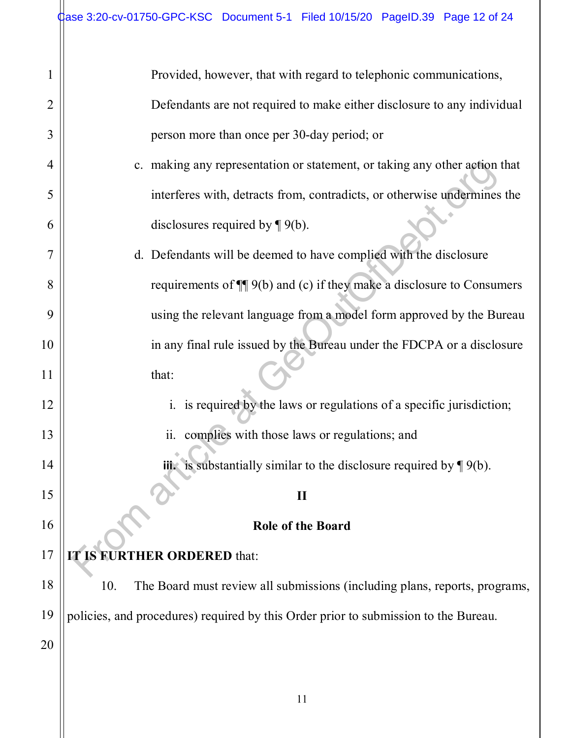Provided, however, that with regard to telephonic communications, Defendants are not required to make either disclosure to any individual person more than once per 30-day period; or

c. making any representation or statement, or taking any other action that interferes with, detracts from, contradicts, or otherwise undermines the disclosures required by ¶ 9(b).

d. Defendants will be deemed to have complied with the disclosure requirements of ¶¶ 9(b) and (c) if they make a disclosure to Consumers using the relevant language from a model form approved by the Bureau in any final rule issued by the Bureau under the FDCPA or a disclosure that:

  i. is required by the laws or regulations of a specific jurisdiction;

  ii. complies with those laws or regulations; and

  iii. is substantially similar to the disclosure required by ¶ 9(b).

## II

## Role of the Board

**IT IS FURTHER ORDERED** that:

10. The Board must review all submissions (including plans, reports, programs, policies, and procedures) required by this Order prior to submission to the Bureau.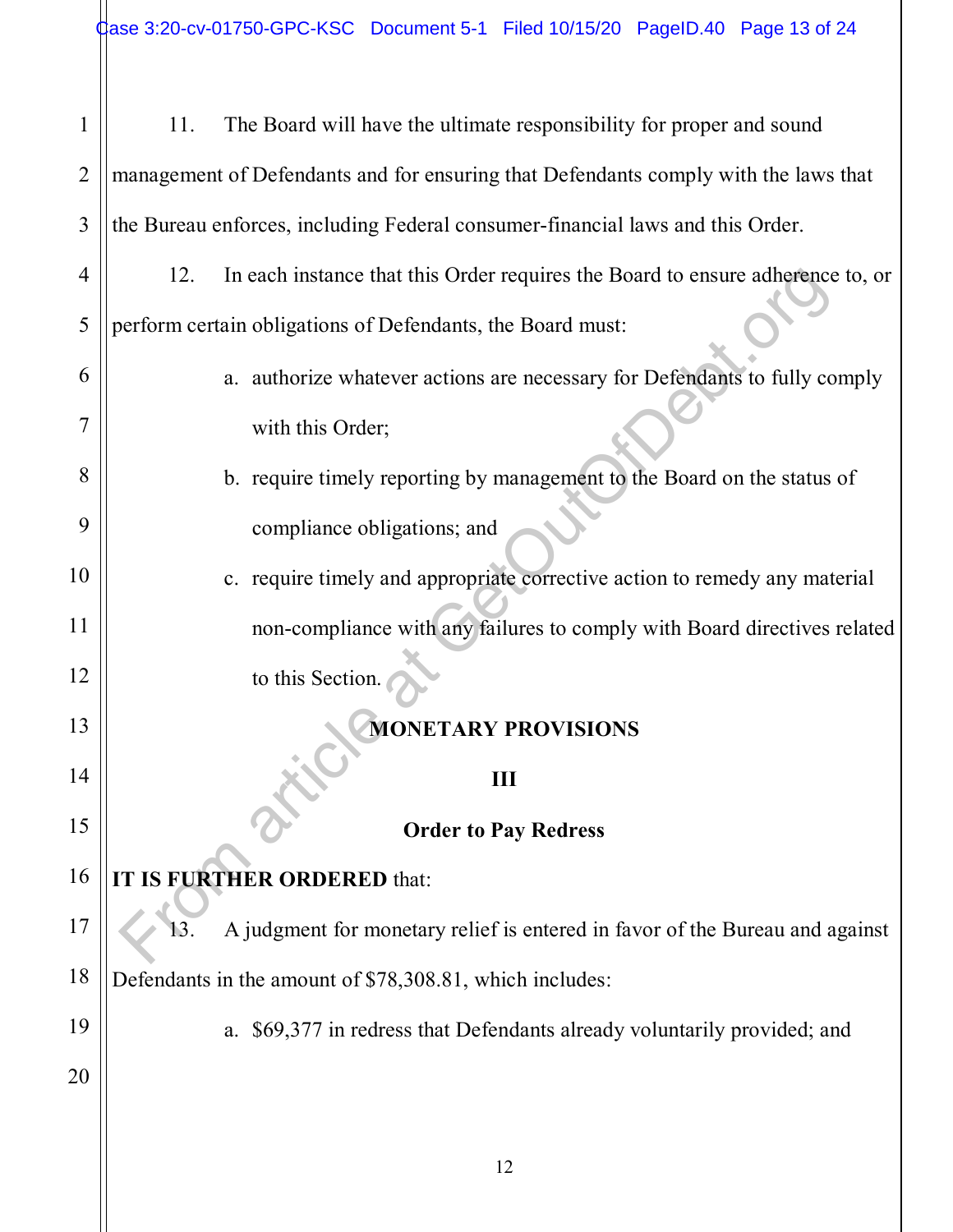11. The Board will have the ultimate responsibility for proper and sound management of Defendants and for ensuring that Defendants comply with the laws that the Bureau enforces, including Federal consumer-financial laws and this Order.

12. In each instance that this Order requires the Board to ensure adherence to, or perform certain obligations of Defendants, the Board must:

a. authorize whatever actions are necessary for Defendants to fully comply with this Order;

b. require timely reporting by management to the Board on the status of compliance obligations; and

c. require timely and appropriate corrective action to remedy any material non-compliance with any failures to comply with Board directives related to this Section.

**MONETARY PROVISIONS**

**III**

**Order to Pay Redress**

**IT IS FURTHER ORDERED** that:

13. A judgment for monetary relief is entered in favor of the Bureau and against Defendants in the amount of $78,308.81, which includes:

a. $69,377 in redress that Defendants already voluntarily provided; and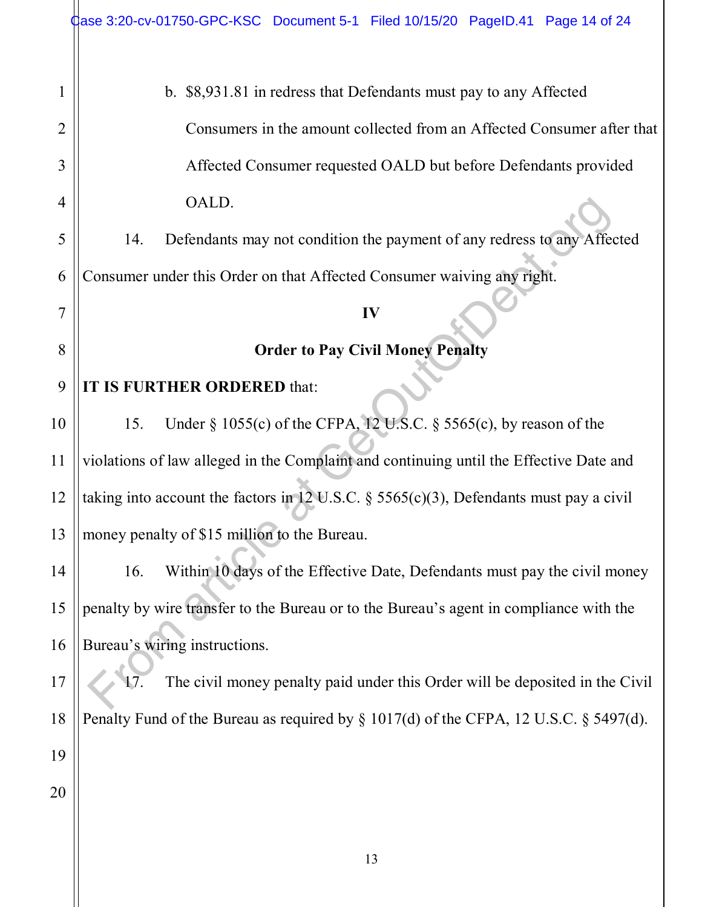b. $8,931.81 in redress that Defendants must pay to any Affected Consumers in the amount collected from an Affected Consumer after that Affected Consumer requested OALD but before Defendants provided OALD.

14. Defendants may not condition the payment of any redress to any Affected Consumer under this Order on that Affected Consumer waiving any right.

**IV**

**Order to Pay Civil Money Penalty**

**IT IS FURTHER ORDERED** that:

15. Under § 1055(c) of the CFPA, 12 U.S.C. § 5565(c), by reason of the violations of law alleged in the Complaint and continuing until the Effective Date and taking into account the factors in 12 U.S.C. § 5565(c)(3), Defendants must pay a civil money penalty of $15 million to the Bureau.

16. Within 10 days of the Effective Date, Defendants must pay the civil money penalty by wire transfer to the Bureau or to the Bureau's agent in compliance with the Bureau's wiring instructions.

17. The civil money penalty paid under this Order will be deposited in the Civil Penalty Fund of the Bureau as required by § 1017(d) of the CFPA, 12 U.S.C. § 5497(d).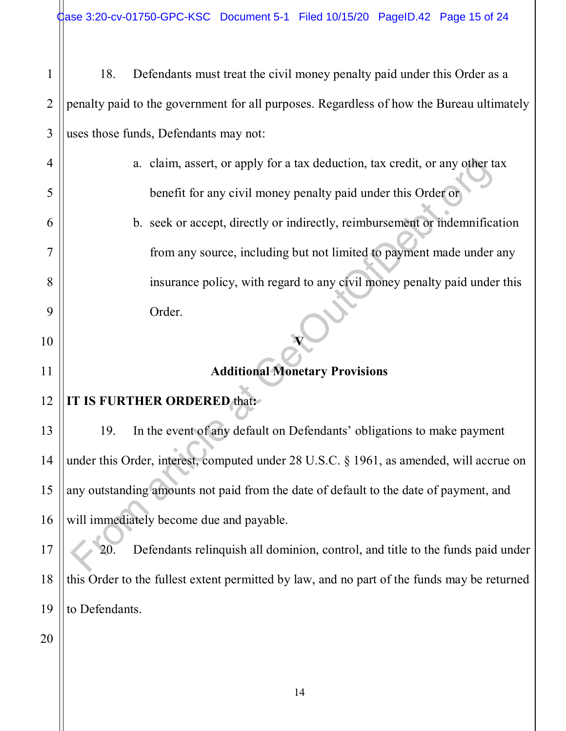18. Defendants must treat the civil money penalty paid under this Order as a penalty paid to the government for all purposes. Regardless of how the Bureau ultimately uses those funds, Defendants may not:

a. claim, assert, or apply for a tax deduction, tax credit, or any other tax benefit for any civil money penalty paid under this Order or

b. seek or accept, directly or indirectly, reimbursement or indemnification from any source, including but not limited to payment made under any insurance policy, with regard to any civil money penalty paid under this Order.

## V

## Additional Monetary Provisions

**IT IS FURTHER ORDERED** that:

19. In the event of any default on Defendants' obligations to make payment under this Order, interest, computed under 28 U.S.C. § 1961, as amended, will accrue on any outstanding amounts not paid from the date of default to the date of payment, and will immediately become due and payable.

20. Defendants relinquish all dominion, control, and title to the funds paid under this Order to the fullest extent permitted by law, and no part of the funds may be returned to Defendants.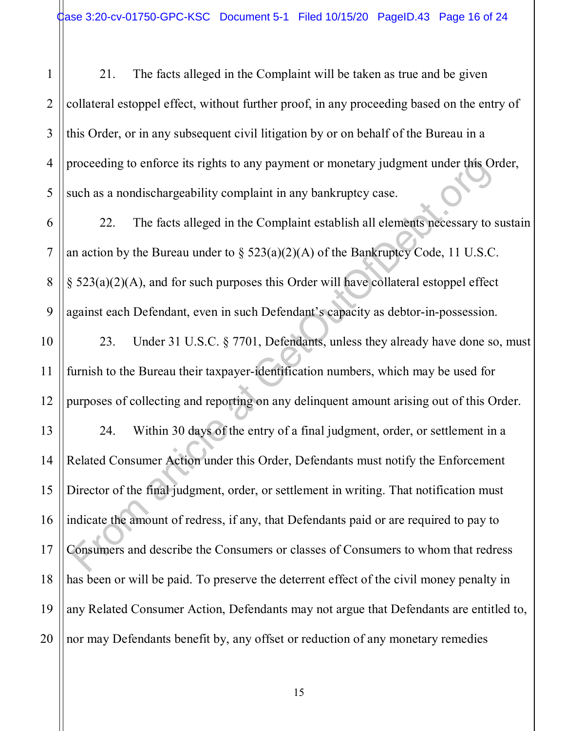21. The facts alleged in the Complaint will be taken as true and be given collateral estoppel effect, without further proof, in any proceeding based on the entry of this Order, or in any subsequent civil litigation by or on behalf of the Bureau in a proceeding to enforce its rights to any payment or monetary judgment under this Order, such as a nondischargeability complaint in any bankruptcy case.

22. The facts alleged in the Complaint establish all elements necessary to sustain an action by the Bureau under to § 523(a)(2)(A) of the Bankruptcy Code, 11 U.S.C. § 523(a)(2)(A), and for such purposes this Order will have collateral estoppel effect against each Defendant, even in such Defendant's capacity as debtor-in-possession.

23. Under 31 U.S.C. § 7701, Defendants, unless they already have done so, must furnish to the Bureau their taxpayer-identification numbers, which may be used for purposes of collecting and reporting on any delinquent amount arising out of this Order.

24. Within 30 days of the entry of a final judgment, order, or settlement in a Related Consumer Action under this Order, Defendants must notify the Enforcement Director of the final judgment, order, or settlement in writing. That notification must indicate the amount of redress, if any, that Defendants paid or are required to pay to Consumers and describe the Consumers or classes of Consumers to whom that redress has been or will be paid. To preserve the deterrent effect of the civil money penalty in any Related Consumer Action, Defendants may not argue that Defendants are entitled to, nor may Defendants benefit by, any offset or reduction of any monetary remedies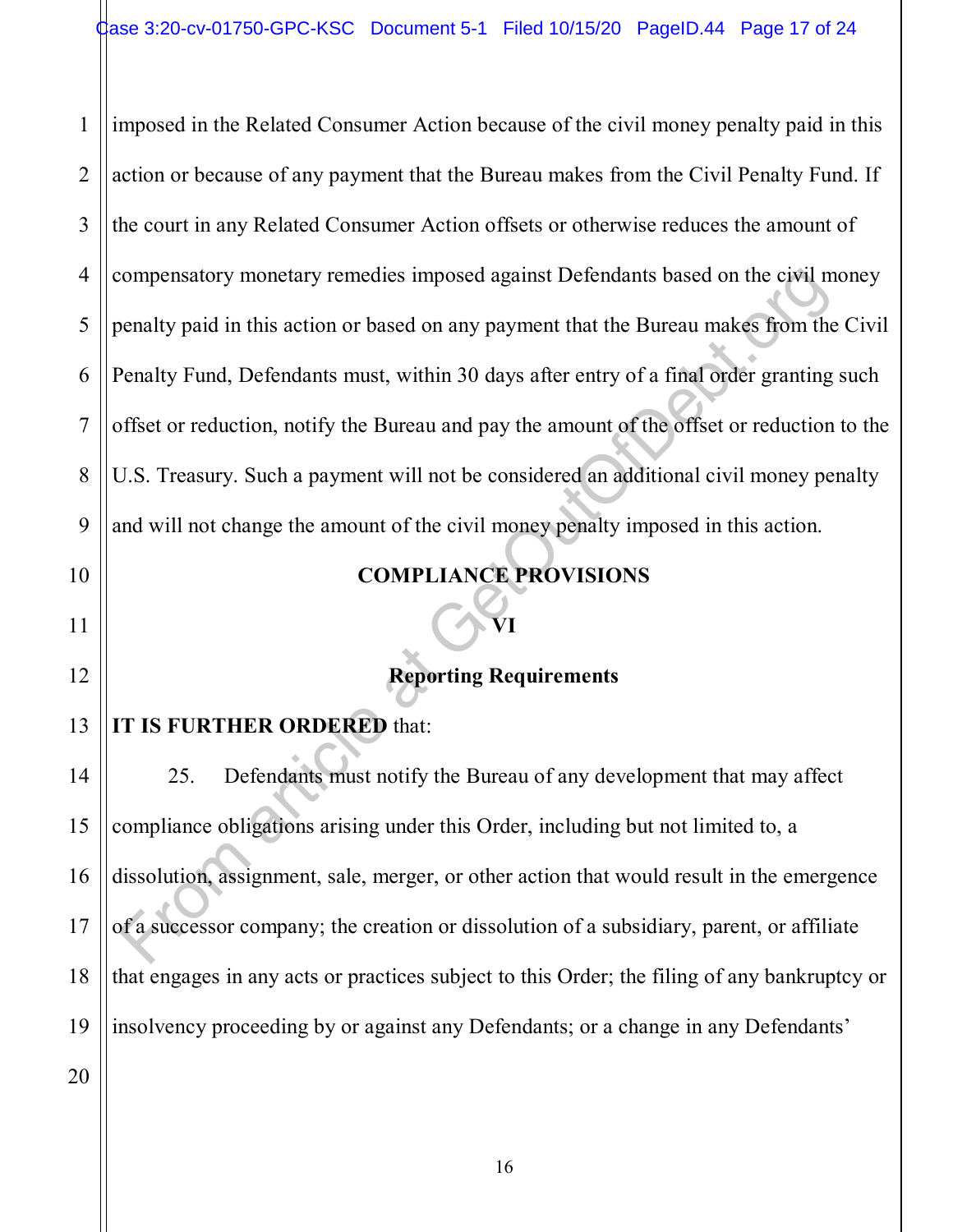imposed in the Related Consumer Action because of the civil money penalty paid in this action or because of any payment that the Bureau makes from the Civil Penalty Fund. If the court in any Related Consumer Action offsets or otherwise reduces the amount of compensatory monetary remedies imposed against Defendants based on the civil money penalty paid in this action or based on any payment that the Bureau makes from the Civil Penalty Fund, Defendants must, within 30 days after entry of a final order granting such offset or reduction, notify the Bureau and pay the amount of the offset or reduction to the U.S. Treasury. Such a payment will not be considered an additional civil money penalty and will not change the amount of the civil money penalty imposed in this action.

**COMPLIANCE PROVISIONS**

**VI**

**Reporting Requirements**

**IT IS FURTHER ORDERED** that:

25. Defendants must notify the Bureau of any development that may affect compliance obligations arising under this Order, including but not limited to, a dissolution, assignment, sale, merger, or other action that would result in the emergence of a successor company; the creation or dissolution of a subsidiary, parent, or affiliate that engages in any acts or practices subject to this Order; the filing of any bankruptcy or insolvency proceeding by or against any Defendants; or a change in any Defendants'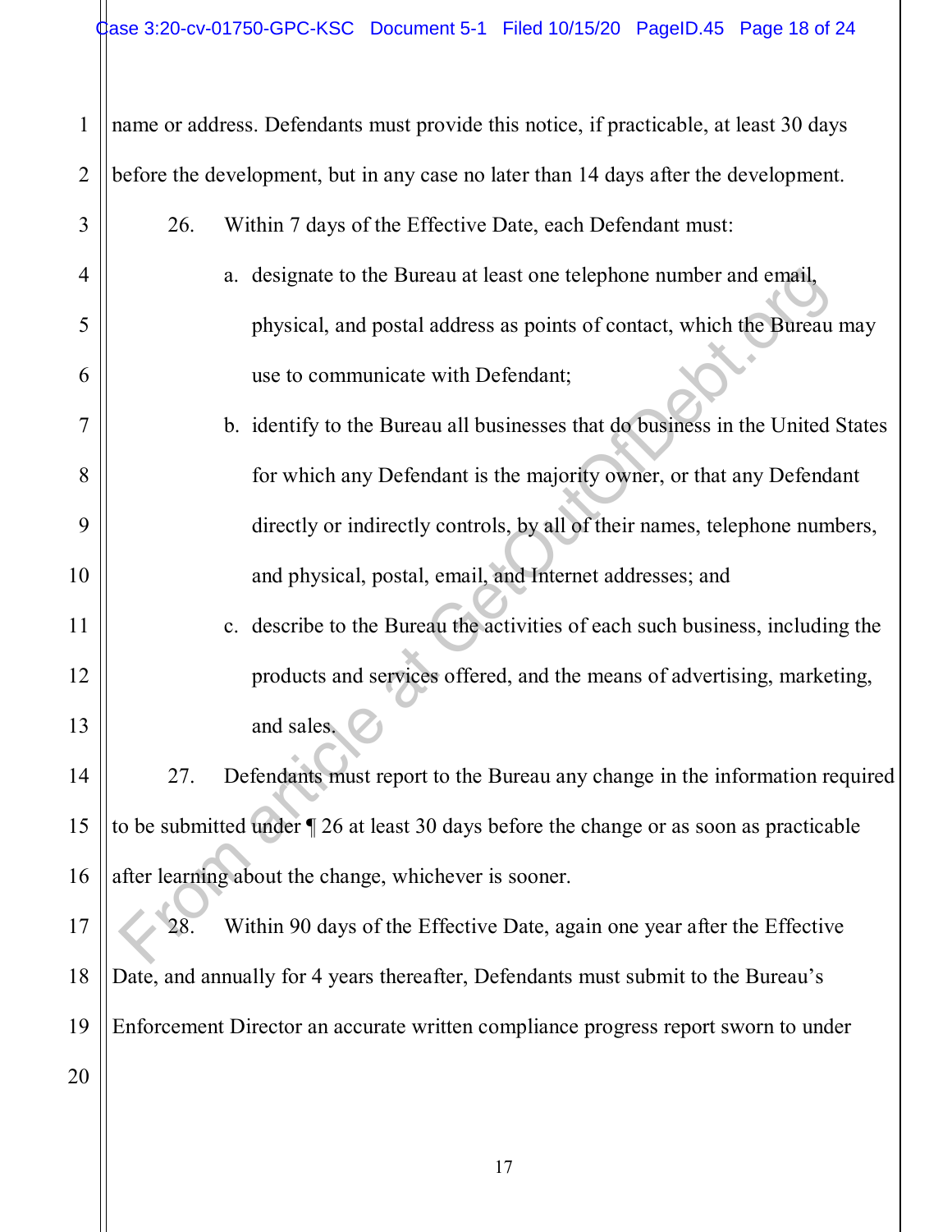name or address. Defendants must provide this notice, if practicable, at least 30 days before the development, but in any case no later than 14 days after the development.

26. Within 7 days of the Effective Date, each Defendant must:

a. designate to the Bureau at least one telephone number and email, physical, and postal address as points of contact, which the Bureau may use to communicate with Defendant;

b. identify to the Bureau all businesses that do business in the United States for which any Defendant is the majority owner, or that any Defendant directly or indirectly controls, by all of their names, telephone numbers, and physical, postal, email, and Internet addresses; and

c. describe to the Bureau the activities of each such business, including the products and services offered, and the means of advertising, marketing, and sales.

27. Defendants must report to the Bureau any change in the information required to be submitted under ¶ 26 at least 30 days before the change or as soon as practicable after learning about the change, whichever is sooner.

28. Within 90 days of the Effective Date, again one year after the Effective Date, and annually for 4 years thereafter, Defendants must submit to the Bureau's Enforcement Director an accurate written compliance progress report sworn to under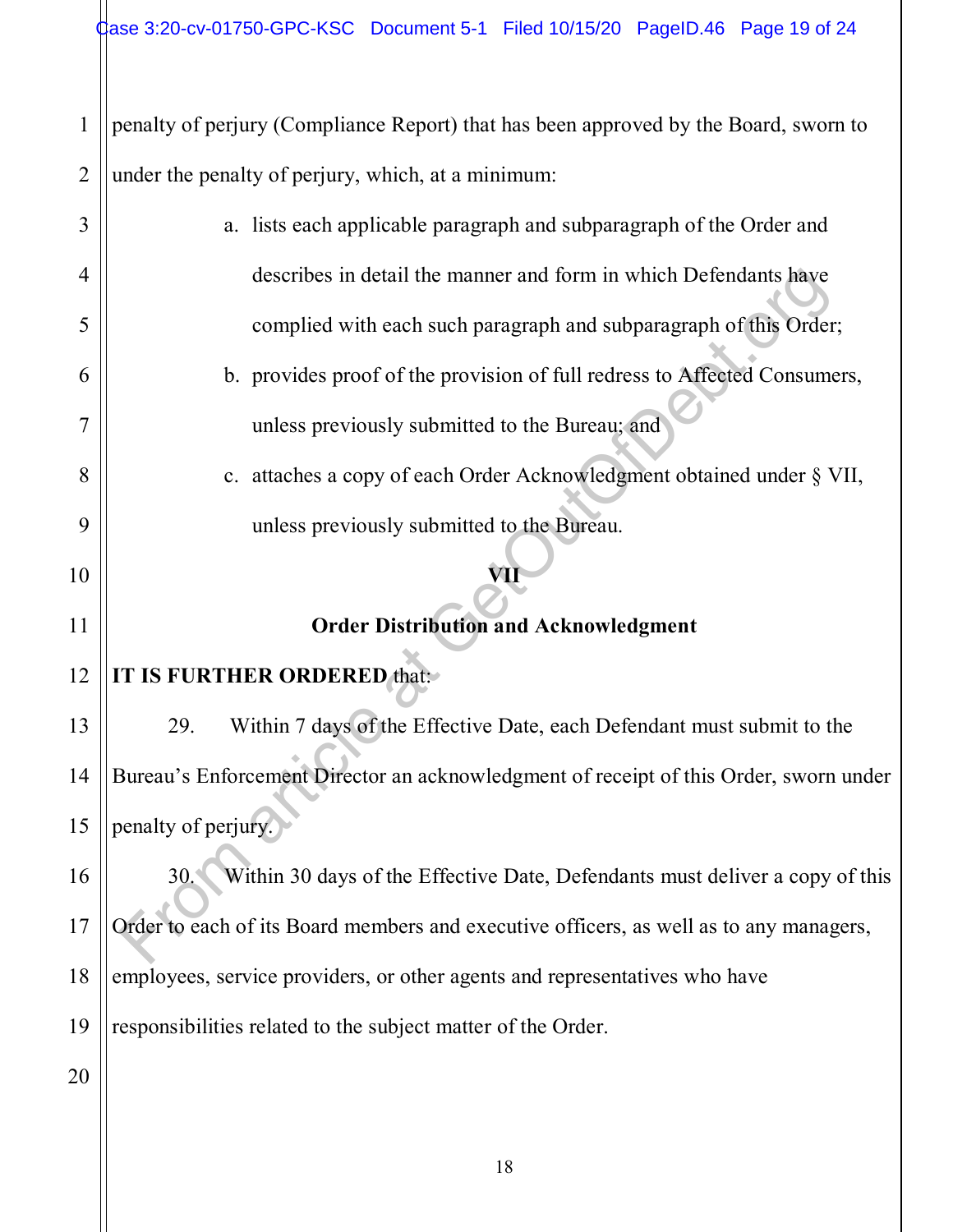penalty of perjury (Compliance Report) that has been approved by the Board, sworn to under the penalty of perjury, which, at a minimum:

a. lists each applicable paragraph and subparagraph of the Order and describes in detail the manner and form in which Defendants have complied with each such paragraph and subparagraph of this Order;

b. provides proof of the provision of full redress to Affected Consumers, unless previously submitted to the Bureau; and

c. attaches a copy of each Order Acknowledgment obtained under § VII, unless previously submitted to the Bureau.

## VII

## Order Distribution and Acknowledgment

**IT IS FURTHER ORDERED** that:

29. Within 7 days of the Effective Date, each Defendant must submit to the Bureau's Enforcement Director an acknowledgment of receipt of this Order, sworn under penalty of perjury.

30. Within 30 days of the Effective Date, Defendants must deliver a copy of this Order to each of its Board members and executive officers, as well as to any managers, employees, service providers, or other agents and representatives who have responsibilities related to the subject matter of the Order.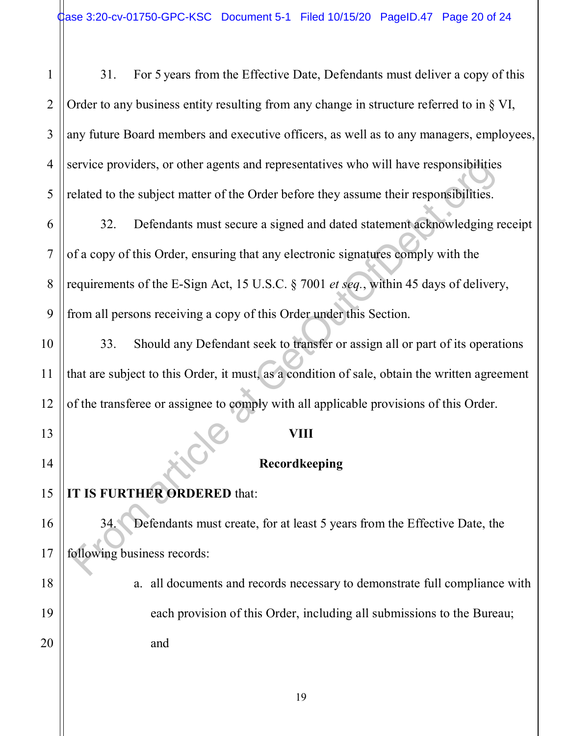31. For 5 years from the Effective Date, Defendants must deliver a copy of this Order to any business entity resulting from any change in structure referred to in § VI, any future Board members and executive officers, as well as to any managers, employees, service providers, or other agents and representatives who will have responsibilities related to the subject matter of the Order before they assume their responsibilities.

32. Defendants must secure a signed and dated statement acknowledging receipt of a copy of this Order, ensuring that any electronic signatures comply with the requirements of the E-Sign Act, 15 U.S.C. § 7001 *et seq.*, within 45 days of delivery, from all persons receiving a copy of this Order under this Section.

33. Should any Defendant seek to transfer or assign all or part of its operations that are subject to this Order, it must, as a condition of sale, obtain the written agreement of the transferee or assignee to comply with all applicable provisions of this Order.

## VIII

## Recordkeeping

**IT IS FURTHER ORDERED** that:

34. Defendants must create, for at least 5 years from the Effective Date, the following business records:

a. all documents and records necessary to demonstrate full compliance with each provision of this Order, including all submissions to the Bureau; and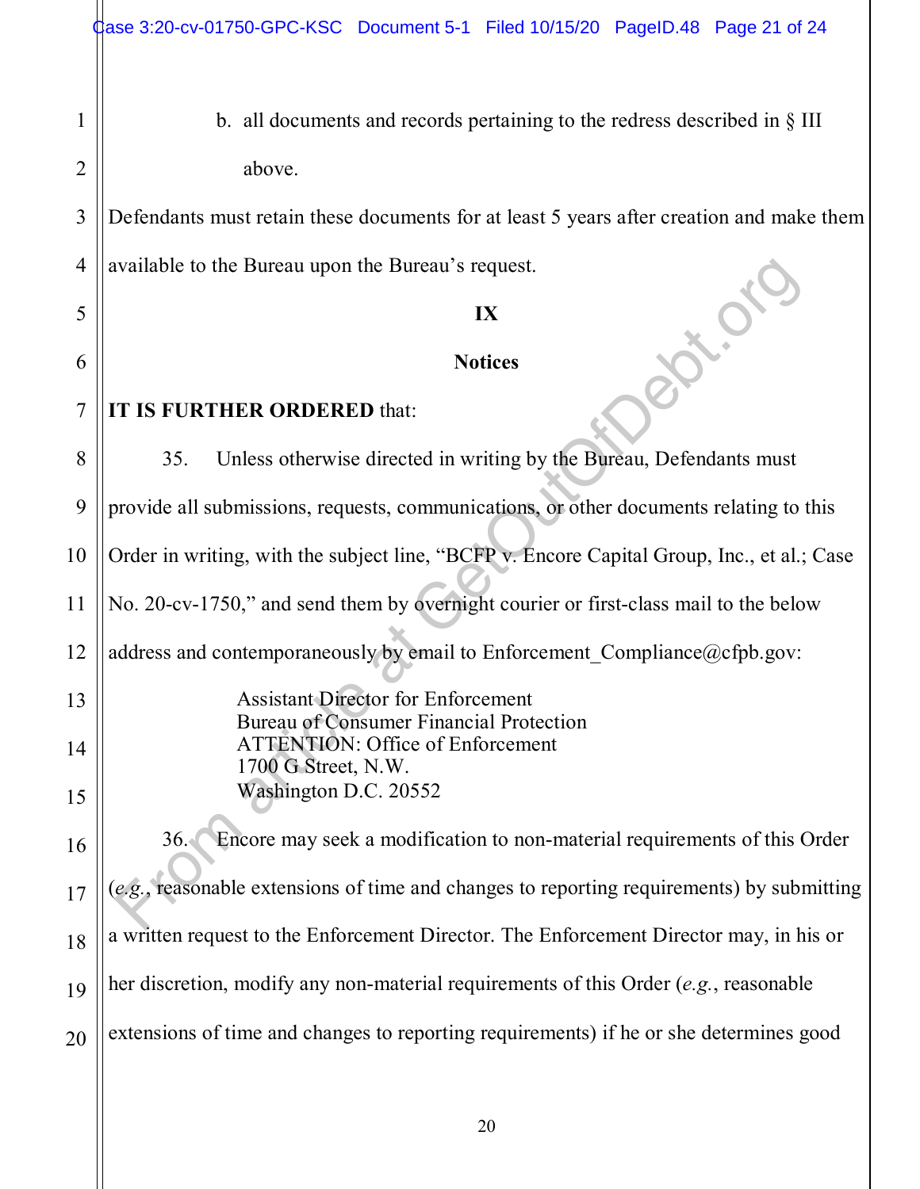b. all documents and records pertaining to the redress described in § III above.

Defendants must retain these documents for at least 5 years after creation and make them available to the Bureau upon the Bureau's request.

**IX**

**Notices**

**IT IS FURTHER ORDERED** that:

35. Unless otherwise directed in writing by the Bureau, Defendants must provide all submissions, requests, communications, or other documents relating to this Order in writing, with the subject line, "BCFP v. Encore Capital Group, Inc., et al.; Case No. 20-cv-1750," and send them by overnight courier or first-class mail to the below address and contemporaneously by email to Enforcement_Compliance@cfpb.gov:

Assistant Director for Enforcement
Bureau of Consumer Financial Protection
ATTENTION: Office of Enforcement
1700 G Street, N.W.
Washington D.C. 20552

36. Encore may seek a modification to non-material requirements of this Order (*e.g.*, reasonable extensions of time and changes to reporting requirements) by submitting a written request to the Enforcement Director. The Enforcement Director may, in his or her discretion, modify any non-material requirements of this Order (*e.g.*, reasonable extensions of time and changes to reporting requirements) if he or she determines good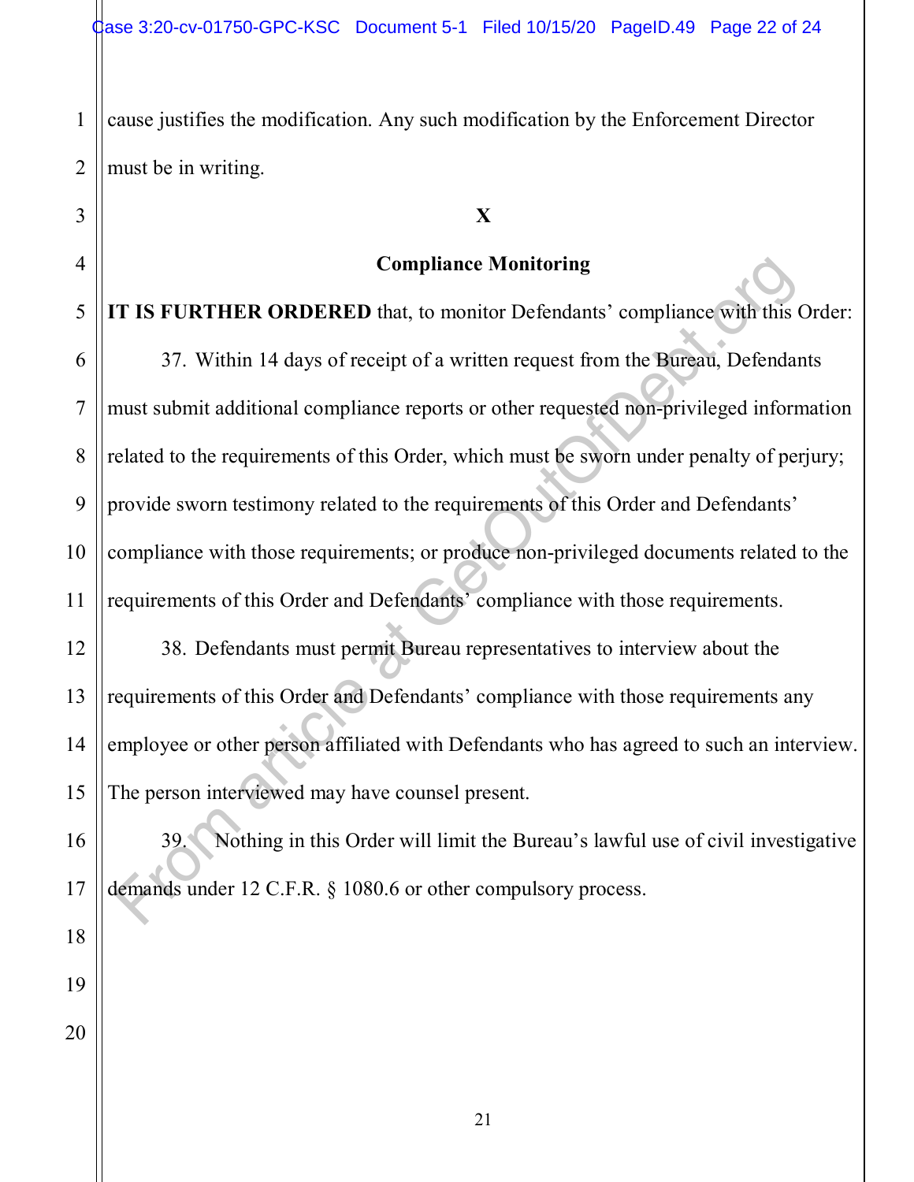cause justifies the modification. Any such modification by the Enforcement Director must be in writing.

## X

## Compliance Monitoring

**IT IS FURTHER ORDERED** that, to monitor Defendants' compliance with this Order:

37. Within 14 days of receipt of a written request from the Bureau, Defendants must submit additional compliance reports or other requested non-privileged information related to the requirements of this Order, which must be sworn under penalty of perjury; provide sworn testimony related to the requirements of this Order and Defendants' compliance with those requirements; or produce non-privileged documents related to the requirements of this Order and Defendants' compliance with those requirements.

38. Defendants must permit Bureau representatives to interview about the requirements of this Order and Defendants' compliance with those requirements any employee or other person affiliated with Defendants who has agreed to such an interview. The person interviewed may have counsel present.

39. Nothing in this Order will limit the Bureau's lawful use of civil investigative demands under 12 C.F.R. § 1080.6 or other compulsory process.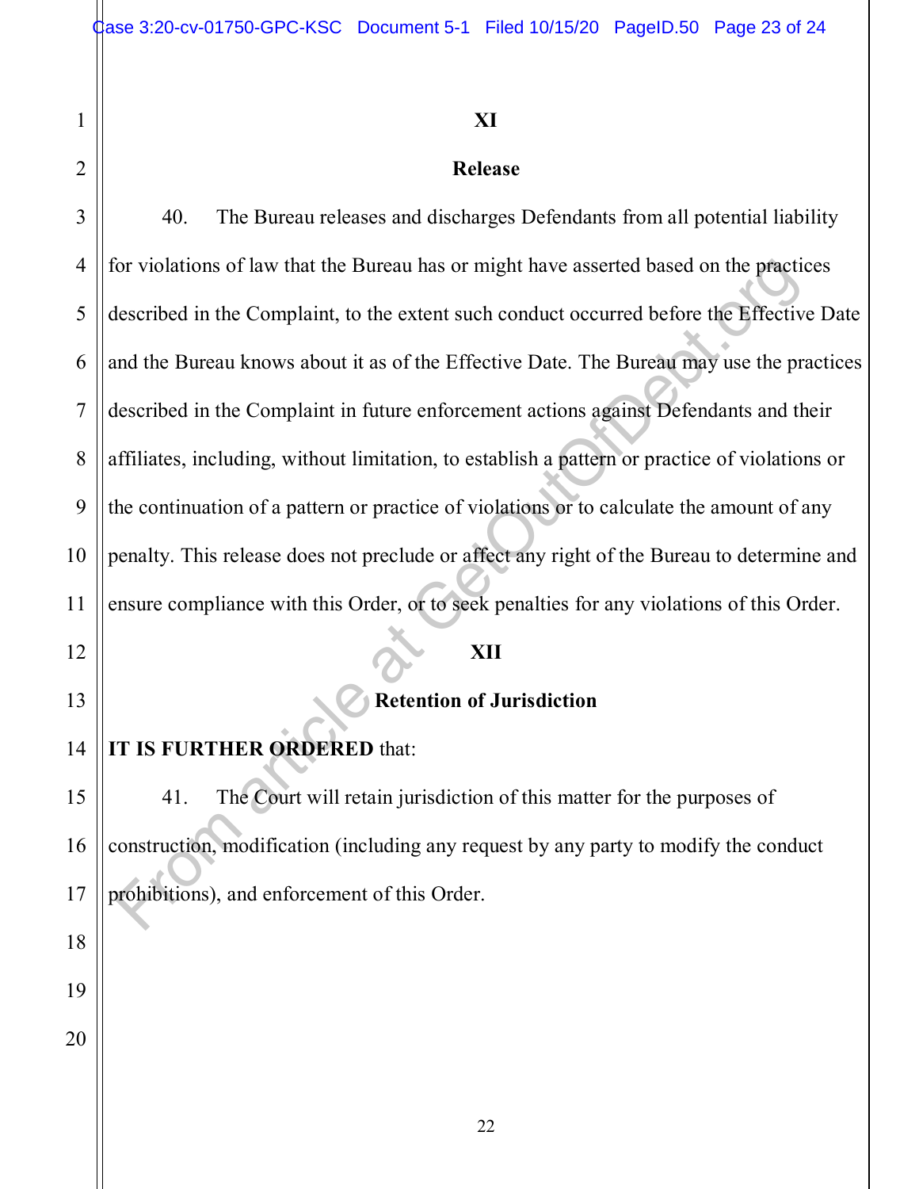## XI

## Release

40. The Bureau releases and discharges Defendants from all potential liability for violations of law that the Bureau has or might have asserted based on the practices described in the Complaint, to the extent such conduct occurred before the Effective Date and the Bureau knows about it as of the Effective Date. The Bureau may use the practices described in the Complaint in future enforcement actions against Defendants and their affiliates, including, without limitation, to establish a pattern or practice of violations or the continuation of a pattern or practice of violations or to calculate the amount of any penalty. This release does not preclude or affect any right of the Bureau to determine and ensure compliance with this Order, or to seek penalties for any violations of this Order.

## XII

## Retention of Jurisdiction

**IT IS FURTHER ORDERED** that:

41. The Court will retain jurisdiction of this matter for the purposes of construction, modification (including any request by any party to modify the conduct prohibitions), and enforcement of this Order.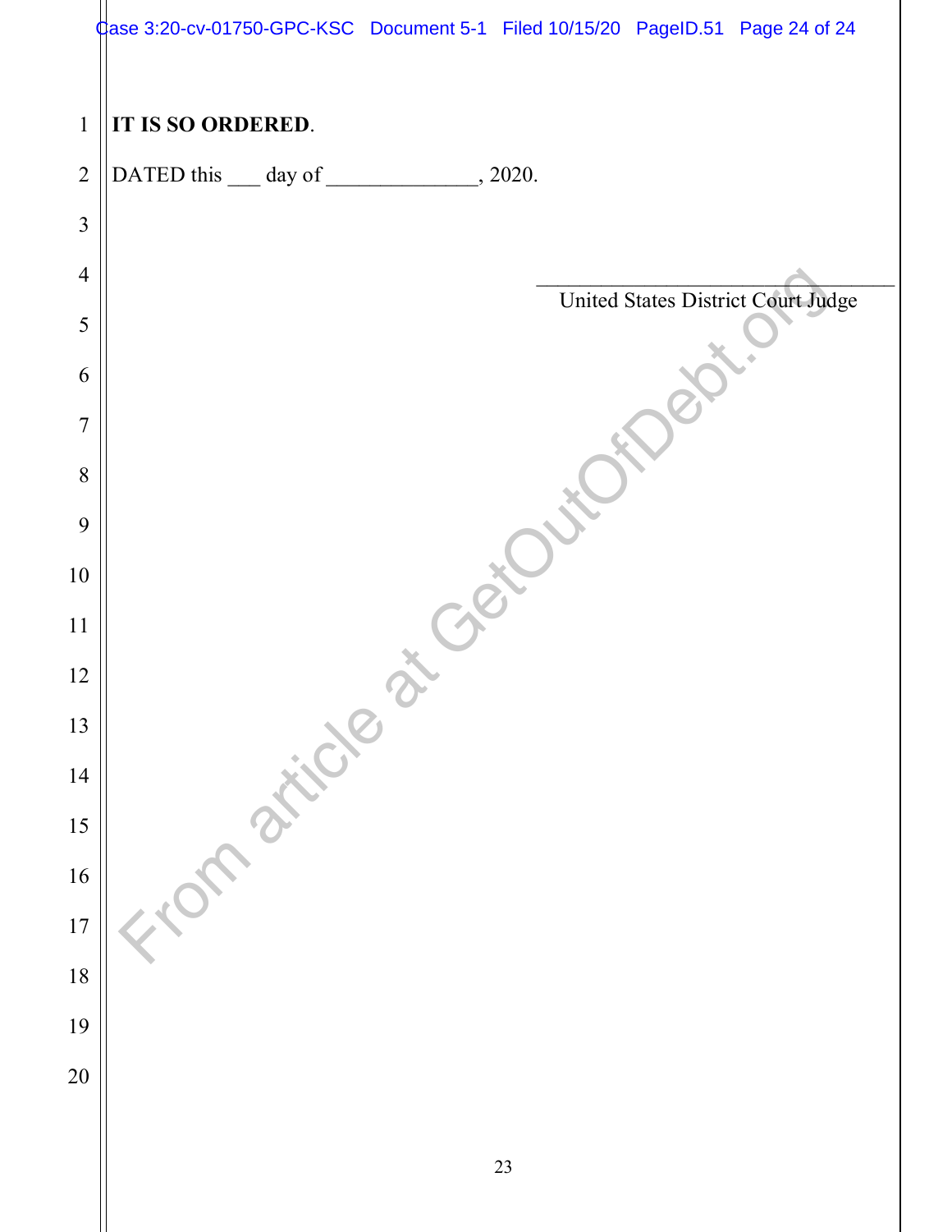**IT IS SO ORDERED**.

DATED this ___ day of ______________, 2020.

\_\_\_\_\_\_\_\_\_\_\_\_\_\_\_\_\_\_\_\_\_\_\_\_\_\_\_\_\_\_\_\_\_\_\_\_

United States District Court Judge